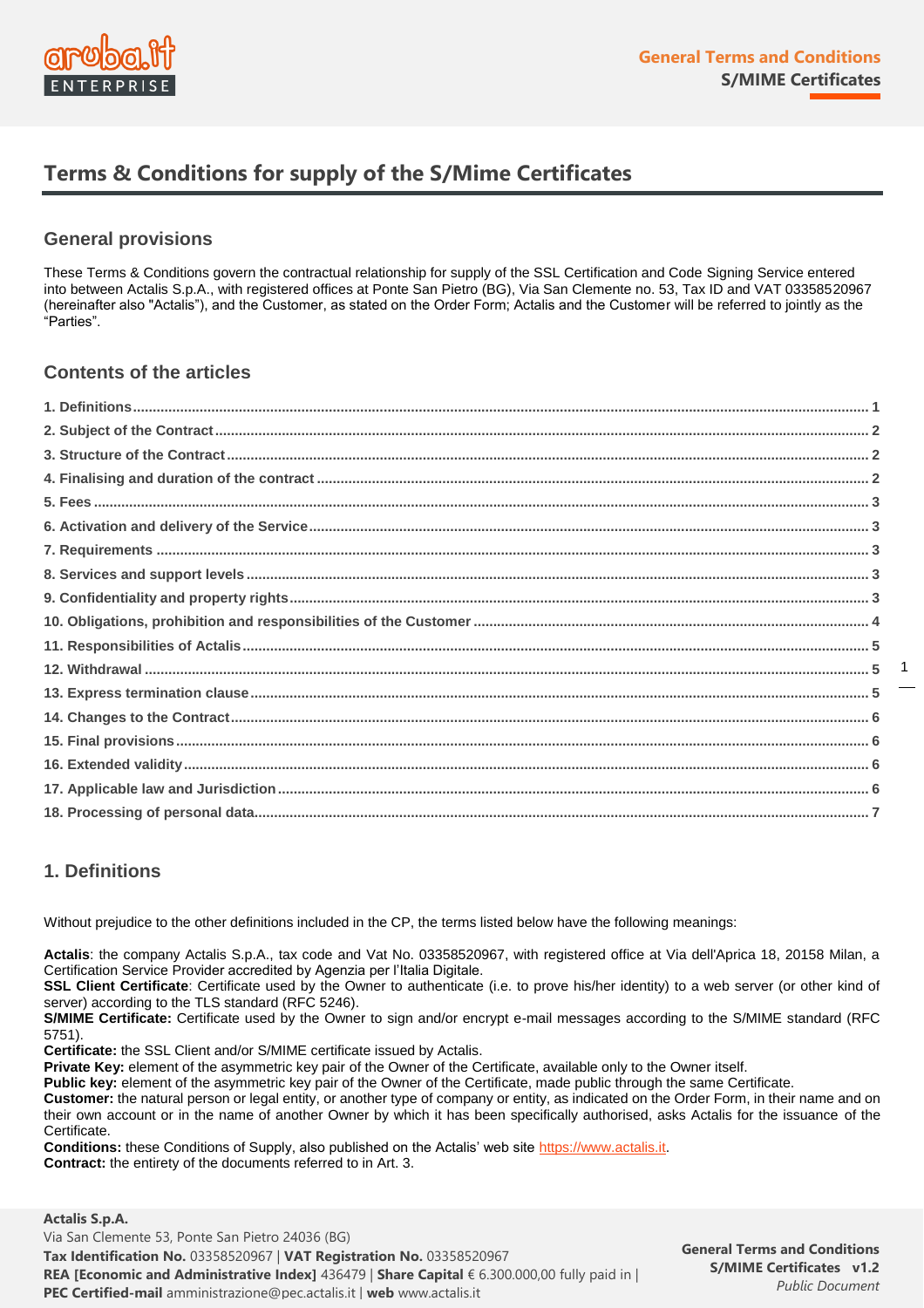# Terms & Conditions for supply of the S/Mime Certificates

## General provisions

These Terms & Conditions govern the contractual relationship for supply of the SSL Certification and Code Signing Service entered into between Actalis S.p.A., with registered offices at Ponte San Pietro (BG), Via San Clemente no. 53, Tax ID and VAT 03358520967 (hereinafter also "Actalis"), and the Customer, as stated on the Order Form; Actalis and the Customer will be referred to jointly as the "Parties".

## Contents of the articles

1. Definitions ... 1
2. Subject of the Contract ... 2
3. Structure of the Contract ... 2
4. Finalising and duration of the contract ... 2
5. Fees ... 3
6. Activation and delivery of the Service ... 3
7. Requirements ... 3
8. Services and support levels ... 3
9. Confidentiality and property rights ... 3
10. Obligations, prohibition and responsibilities of the Customer ... 4
11. Responsibilities of Actalis ... 5
12. Withdrawal ... 5
13. Express termination clause ... 5
14. Changes to the Contract ... 6
15. Final provisions ... 6
16. Extended validity ... 6
17. Applicable law and Jurisdiction ... 6
18. Processing of personal data ... 7

## 1. Definitions

Without prejudice to the other definitions included in the CP, the terms listed below have the following meanings:

**Actalis**: the company Actalis S.p.A., tax code and Vat No. 03358520967, with registered office at Via dell'Aprica 18, 20158 Milan, a Certification Service Provider accredited by Agenzia per l'Italia Digitale.
**SSL Client Certificate**: Certificate used by the Owner to authenticate (i.e. to prove his/her identity) to a web server (or other kind of server) according to the TLS standard (RFC 5246).
**S/MIME Certificate:** Certificate used by the Owner to sign and/or encrypt e-mail messages according to the S/MIME standard (RFC 5751).
**Certificate:** the SSL Client and/or S/MIME certificate issued by Actalis.
**Private Key:** element of the asymmetric key pair of the Owner of the Certificate, available only to the Owner itself.
**Public key:** element of the asymmetric key pair of the Owner of the Certificate, made public through the same Certificate.
**Customer:** the natural person or legal entity, or another type of company or entity, as indicated on the Order Form, in their name and on their own account or in the name of another Owner by which it has been specifically authorised, asks Actalis for the issuance of the Certificate.
**Conditions:** these Conditions of Supply, also published on the Actalis' web site https://www.actalis.it.
**Contract:** the entirety of the documents referred to in Art. 3.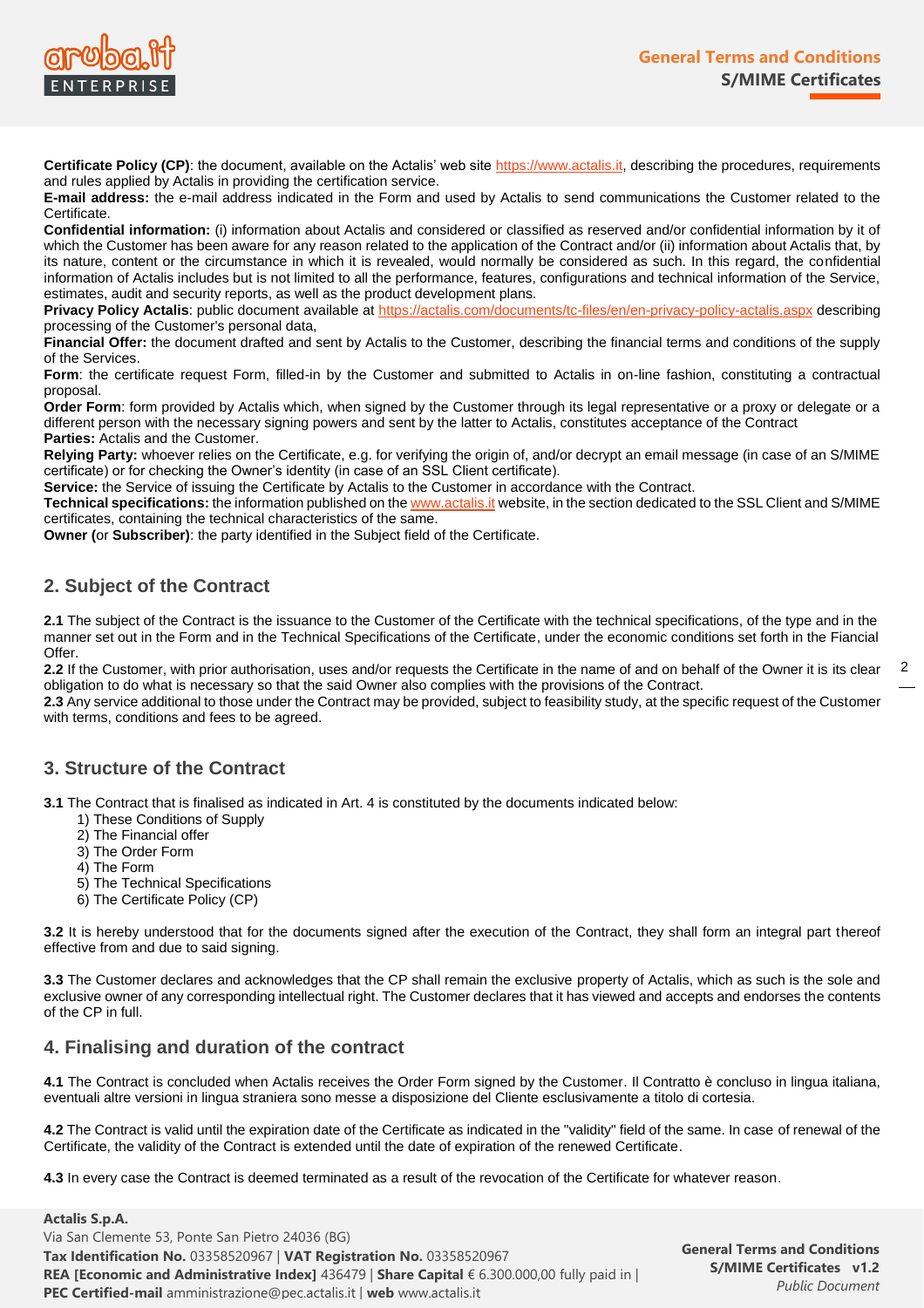**Certificate Policy (CP)**: the document, available on the Actalis' web site https://www.actalis.it, describing the procedures, requirements and rules applied by Actalis in providing the certification service.

**E-mail address:** the e-mail address indicated in the Form and used by Actalis to send communications the Customer related to the Certificate.

**Confidential information:** (i) information about Actalis and considered or classified as reserved and/or confidential information by it of which the Customer has been aware for any reason related to the application of the Contract and/or (ii) information about Actalis that, by its nature, content or the circumstance in which it is revealed, would normally be considered as such. In this regard, the confidential information of Actalis includes but is not limited to all the performance, features, configurations and technical information of the Service, estimates, audit and security reports, as well as the product development plans.

**Privacy Policy Actalis**: public document available at https://actalis.com/documents/tc-files/en/en-privacy-policy-actalis.aspx describing processing of the Customer's personal data,

**Financial Offer:** the document drafted and sent by Actalis to the Customer, describing the financial terms and conditions of the supply of the Services.

**Form**: the certificate request Form, filled-in by the Customer and submitted to Actalis in on-line fashion, constituting a contractual proposal.

**Order Form**: form provided by Actalis which, when signed by the Customer through its legal representative or a proxy or delegate or a different person with the necessary signing powers and sent by the latter to Actalis, constitutes acceptance of the Contract

**Parties:** Actalis and the Customer.

**Relying Party:** whoever relies on the Certificate, e.g. for verifying the origin of, and/or decrypt an email message (in case of an S/MIME certificate) or for checking the Owner's identity (in case of an SSL Client certificate).

**Service:** the Service of issuing the Certificate by Actalis to the Customer in accordance with the Contract.

**Technical specifications:** the information published on the www.actalis.it website, in the section dedicated to the SSL Client and S/MIME certificates, containing the technical characteristics of the same.

**Owner (**or **Subscriber)**: the party identified in the Subject field of the Certificate.

## 2. Subject of the Contract

**2.1** The subject of the Contract is the issuance to the Customer of the Certificate with the technical specifications, of the type and in the manner set out in the Form and in the Technical Specifications of the Certificate, under the economic conditions set forth in the Fiancial Offer.

**2.2** If the Customer, with prior authorisation, uses and/or requests the Certificate in the name of and on behalf of the Owner it is its clear obligation to do what is necessary so that the said Owner also complies with the provisions of the Contract.

**2.3** Any service additional to those under the Contract may be provided, subject to feasibility study, at the specific request of the Customer with terms, conditions and fees to be agreed.

## 3. Structure of the Contract

**3.1** The Contract that is finalised as indicated in Art. 4 is constituted by the documents indicated below:

1) These Conditions of Supply
2) The Financial offer
3) The Order Form
4) The Form
5) The Technical Specifications
6) The Certificate Policy (CP)

**3.2** It is hereby understood that for the documents signed after the execution of the Contract, they shall form an integral part thereof effective from and due to said signing.

**3.3** The Customer declares and acknowledges that the CP shall remain the exclusive property of Actalis, which as such is the sole and exclusive owner of any corresponding intellectual right. The Customer declares that it has viewed and accepts and endorses the contents of the CP in full.

## 4. Finalising and duration of the contract

**4.1** The Contract is concluded when Actalis receives the Order Form signed by the Customer. Il Contratto è concluso in lingua italiana, eventuali altre versioni in lingua straniera sono messe a disposizione del Cliente esclusivamente a titolo di cortesia.

**4.2** The Contract is valid until the expiration date of the Certificate as indicated in the "validity" field of the same. In case of renewal of the Certificate, the validity of the Contract is extended until the date of expiration of the renewed Certificate.

**4.3** In every case the Contract is deemed terminated as a result of the revocation of the Certificate for whatever reason.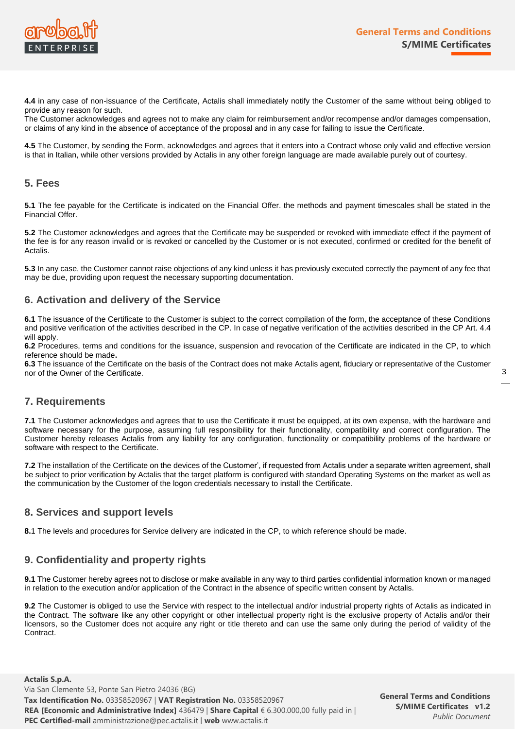**4.4** in any case of non-issuance of the Certificate, Actalis shall immediately notify the Customer of the same without being obliged to provide any reason for such.
The Customer acknowledges and agrees not to make any claim for reimbursement and/or recompense and/or damages compensation, or claims of any kind in the absence of acceptance of the proposal and in any case for failing to issue the Certificate.

**4.5** The Customer, by sending the Form, acknowledges and agrees that it enters into a Contract whose only valid and effective version is that in Italian, while other versions provided by Actalis in any other foreign language are made available purely out of courtesy.

## 5. Fees

**5.1** The fee payable for the Certificate is indicated on the Financial Offer. the methods and payment timescales shall be stated in the Financial Offer.

**5.2** The Customer acknowledges and agrees that the Certificate may be suspended or revoked with immediate effect if the payment of the fee is for any reason invalid or is revoked or cancelled by the Customer or is not executed, confirmed or credited for the benefit of Actalis.

**5.3** In any case, the Customer cannot raise objections of any kind unless it has previously executed correctly the payment of any fee that may be due, providing upon request the necessary supporting documentation.

## 6. Activation and delivery of the Service

**6.1** The issuance of the Certificate to the Customer is subject to the correct compilation of the form, the acceptance of these Conditions and positive verification of the activities described in the CP. In case of negative verification of the activities described in the CP Art. 4.4 will apply.
**6.2** Procedures, terms and conditions for the issuance, suspension and revocation of the Certificate are indicated in the CP, to which reference should be made**.**
**6.3** The issuance of the Certificate on the basis of the Contract does not make Actalis agent, fiduciary or representative of the Customer nor of the Owner of the Certificate.

## 7. Requirements

**7.1** The Customer acknowledges and agrees that to use the Certificate it must be equipped, at its own expense, with the hardware and software necessary for the purpose, assuming full responsibility for their functionality, compatibility and correct configuration. The Customer hereby releases Actalis from any liability for any configuration, functionality or compatibility problems of the hardware or software with respect to the Certificate.

**7.2** The installation of the Certificate on the devices of the Customer', if requested from Actalis under a separate written agreement, shall be subject to prior verification by Actalis that the target platform is configured with standard Operating Systems on the market as well as the communication by the Customer of the logon credentials necessary to install the Certificate.

## 8. Services and support levels

**8.**1 The levels and procedures for Service delivery are indicated in the CP, to which reference should be made.

## 9. Confidentiality and property rights

**9.1** The Customer hereby agrees not to disclose or make available in any way to third parties confidential information known or managed in relation to the execution and/or application of the Contract in the absence of specific written consent by Actalis.

**9.2** The Customer is obliged to use the Service with respect to the intellectual and/or industrial property rights of Actalis as indicated in the Contract. The software like any other copyright or other intellectual property right is the exclusive property of Actalis and/or their licensors, so the Customer does not acquire any right or title thereto and can use the same only during the period of validity of the Contract.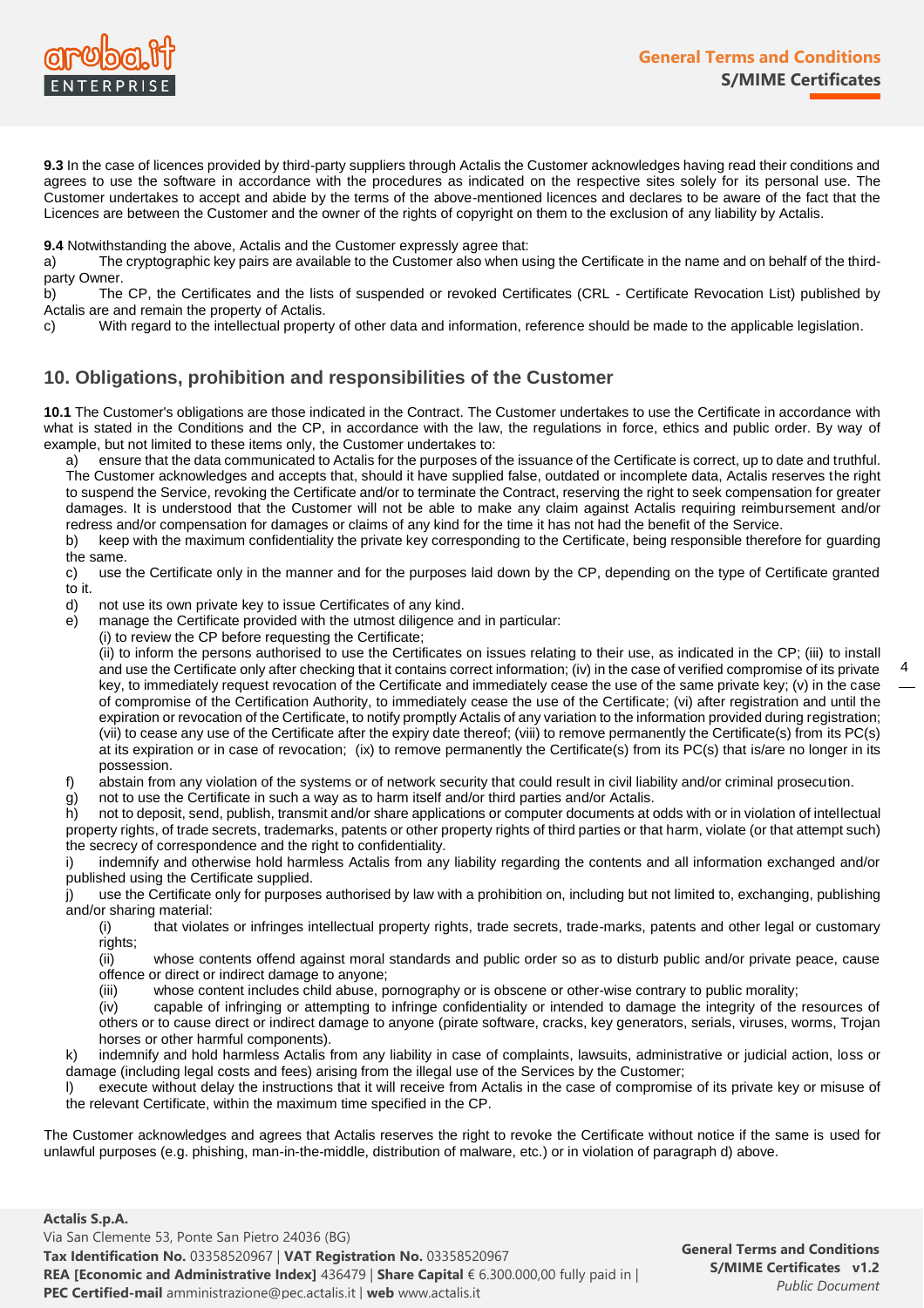**9.3** In the case of licences provided by third-party suppliers through Actalis the Customer acknowledges having read their conditions and agrees to use the software in accordance with the procedures as indicated on the respective sites solely for its personal use. The Customer undertakes to accept and abide by the terms of the above-mentioned licences and declares to be aware of the fact that the Licences are between the Customer and the owner of the rights of copyright on them to the exclusion of any liability by Actalis.

**9.4** Notwithstanding the above, Actalis and the Customer expressly agree that:

a) The cryptographic key pairs are available to the Customer also when using the Certificate in the name and on behalf of the third-party Owner.

b) The CP, the Certificates and the lists of suspended or revoked Certificates (CRL - Certificate Revocation List) published by Actalis are and remain the property of Actalis.

c) With regard to the intellectual property of other data and information, reference should be made to the applicable legislation.

## 10. Obligations, prohibition and responsibilities of the Customer

**10.1** The Customer's obligations are those indicated in the Contract. The Customer undertakes to use the Certificate in accordance with what is stated in the Conditions and the CP, in accordance with the law, the regulations in force, ethics and public order. By way of example, but not limited to these items only, the Customer undertakes to:

a) ensure that the data communicated to Actalis for the purposes of the issuance of the Certificate is correct, up to date and truthful. The Customer acknowledges and accepts that, should it have supplied false, outdated or incomplete data, Actalis reserves the right to suspend the Service, revoking the Certificate and/or to terminate the Contract, reserving the right to seek compensation for greater damages. It is understood that the Customer will not be able to make any claim against Actalis requiring reimbursement and/or redress and/or compensation for damages or claims of any kind for the time it has not had the benefit of the Service.

b) keep with the maximum confidentiality the private key corresponding to the Certificate, being responsible therefore for guarding the same.

c) use the Certificate only in the manner and for the purposes laid down by the CP, depending on the type of Certificate granted to it.

d) not use its own private key to issue Certificates of any kind.

e) manage the Certificate provided with the utmost diligence and in particular:
(i) to review the CP before requesting the Certificate;
(ii) to inform the persons authorised to use the Certificates on issues relating to their use, as indicated in the CP; (iii) to install and use the Certificate only after checking that it contains correct information; (iv) in the case of verified compromise of its private key, to immediately request revocation of the Certificate and immediately cease the use of the same private key; (v) in the case of compromise of the Certification Authority, to immediately cease the use of the Certificate; (vi) after registration and until the expiration or revocation of the Certificate, to notify promptly Actalis of any variation to the information provided during registration; (vii) to cease any use of the Certificate after the expiry date thereof; (viii) to remove permanently the Certificate(s) from its PC(s) at its expiration or in case of revocation; (ix) to remove permanently the Certificate(s) from its PC(s) that is/are no longer in its possession.

f) abstain from any violation of the systems or of network security that could result in civil liability and/or criminal prosecution.

g) not to use the Certificate in such a way as to harm itself and/or third parties and/or Actalis.

h) not to deposit, send, publish, transmit and/or share applications or computer documents at odds with or in violation of intellectual property rights, of trade secrets, trademarks, patents or other property rights of third parties or that harm, violate (or that attempt such) the secrecy of correspondence and the right to confidentiality.

i) indemnify and otherwise hold harmless Actalis from any liability regarding the contents and all information exchanged and/or published using the Certificate supplied.

j) use the Certificate only for purposes authorised by law with a prohibition on, including but not limited to, exchanging, publishing and/or sharing material:
(i) that violates or infringes intellectual property rights, trade secrets, trade-marks, patents and other legal or customary rights;
(ii) whose contents offend against moral standards and public order so as to disturb public and/or private peace, cause offence or direct or indirect damage to anyone;
(iii) whose content includes child abuse, pornography or is obscene or other-wise contrary to public morality;
(iv) capable of infringing or attempting to infringe confidentiality or intended to damage the integrity of the resources of others or to cause direct or indirect damage to anyone (pirate software, cracks, key generators, serials, viruses, worms, Trojan horses or other harmful components).

k) indemnify and hold harmless Actalis from any liability in case of complaints, lawsuits, administrative or judicial action, loss or damage (including legal costs and fees) arising from the illegal use of the Services by the Customer;

l) execute without delay the instructions that it will receive from Actalis in the case of compromise of its private key or misuse of the relevant Certificate, within the maximum time specified in the CP.

The Customer acknowledges and agrees that Actalis reserves the right to revoke the Certificate without notice if the same is used for unlawful purposes (e.g. phishing, man-in-the-middle, distribution of malware, etc.) or in violation of paragraph d) above.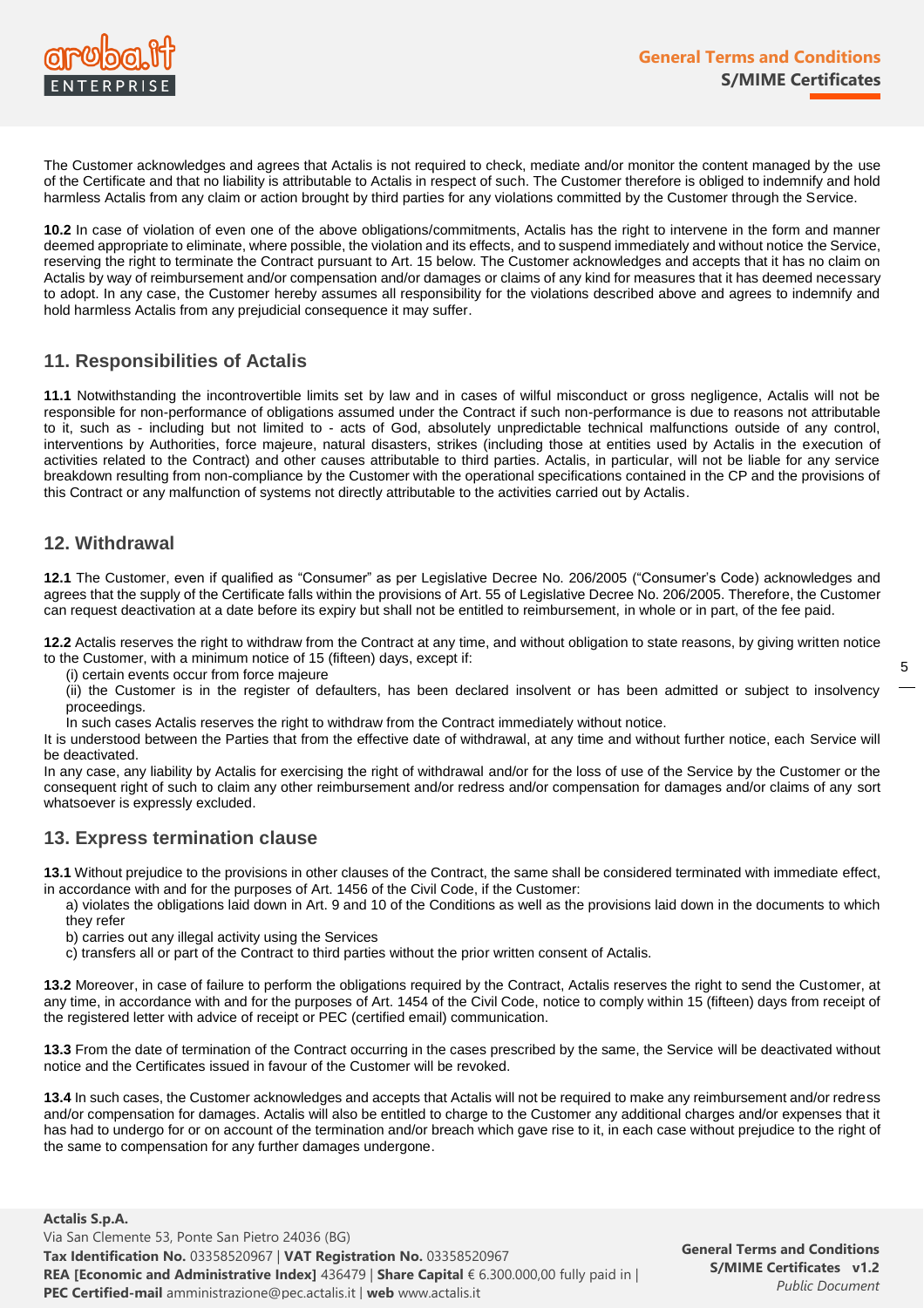The Customer acknowledges and agrees that Actalis is not required to check, mediate and/or monitor the content managed by the use of the Certificate and that no liability is attributable to Actalis in respect of such. The Customer therefore is obliged to indemnify and hold harmless Actalis from any claim or action brought by third parties for any violations committed by the Customer through the Service.

**10.2** In case of violation of even one of the above obligations/commitments, Actalis has the right to intervene in the form and manner deemed appropriate to eliminate, where possible, the violation and its effects, and to suspend immediately and without notice the Service, reserving the right to terminate the Contract pursuant to Art. 15 below. The Customer acknowledges and accepts that it has no claim on Actalis by way of reimbursement and/or compensation and/or damages or claims of any kind for measures that it has deemed necessary to adopt. In any case, the Customer hereby assumes all responsibility for the violations described above and agrees to indemnify and hold harmless Actalis from any prejudicial consequence it may suffer.

## 11. Responsibilities of Actalis

**11.1** Notwithstanding the incontrovertible limits set by law and in cases of wilful misconduct or gross negligence, Actalis will not be responsible for non-performance of obligations assumed under the Contract if such non-performance is due to reasons not attributable to it, such as - including but not limited to - acts of God, absolutely unpredictable technical malfunctions outside of any control, interventions by Authorities, force majeure, natural disasters, strikes (including those at entities used by Actalis in the execution of activities related to the Contract) and other causes attributable to third parties. Actalis, in particular, will not be liable for any service breakdown resulting from non-compliance by the Customer with the operational specifications contained in the CP and the provisions of this Contract or any malfunction of systems not directly attributable to the activities carried out by Actalis.

## 12. Withdrawal

**12.1** The Customer, even if qualified as "Consumer" as per Legislative Decree No. 206/2005 ("Consumer's Code) acknowledges and agrees that the supply of the Certificate falls within the provisions of Art. 55 of Legislative Decree No. 206/2005. Therefore, the Customer can request deactivation at a date before its expiry but shall not be entitled to reimbursement, in whole or in part, of the fee paid.

**12.2** Actalis reserves the right to withdraw from the Contract at any time, and without obligation to state reasons, by giving written notice to the Customer, with a minimum notice of 15 (fifteen) days, except if:

(i) certain events occur from force majeure

(ii) the Customer is in the register of defaulters, has been declared insolvent or has been admitted or subject to insolvency proceedings.

In such cases Actalis reserves the right to withdraw from the Contract immediately without notice.

It is understood between the Parties that from the effective date of withdrawal, at any time and without further notice, each Service will be deactivated.

In any case, any liability by Actalis for exercising the right of withdrawal and/or for the loss of use of the Service by the Customer or the consequent right of such to claim any other reimbursement and/or redress and/or compensation for damages and/or claims of any sort whatsoever is expressly excluded.

## 13. Express termination clause

**13.1** Without prejudice to the provisions in other clauses of the Contract, the same shall be considered terminated with immediate effect, in accordance with and for the purposes of Art. 1456 of the Civil Code, if the Customer:

a) violates the obligations laid down in Art. 9 and 10 of the Conditions as well as the provisions laid down in the documents to which they refer

b) carries out any illegal activity using the Services

c) transfers all or part of the Contract to third parties without the prior written consent of Actalis.

**13.2** Moreover, in case of failure to perform the obligations required by the Contract, Actalis reserves the right to send the Customer, at any time, in accordance with and for the purposes of Art. 1454 of the Civil Code, notice to comply within 15 (fifteen) days from receipt of the registered letter with advice of receipt or PEC (certified email) communication.

**13.3** From the date of termination of the Contract occurring in the cases prescribed by the same, the Service will be deactivated without notice and the Certificates issued in favour of the Customer will be revoked.

**13.4** In such cases, the Customer acknowledges and accepts that Actalis will not be required to make any reimbursement and/or redress and/or compensation for damages. Actalis will also be entitled to charge to the Customer any additional charges and/or expenses that it has had to undergo for or on account of the termination and/or breach which gave rise to it, in each case without prejudice to the right of the same to compensation for any further damages undergone.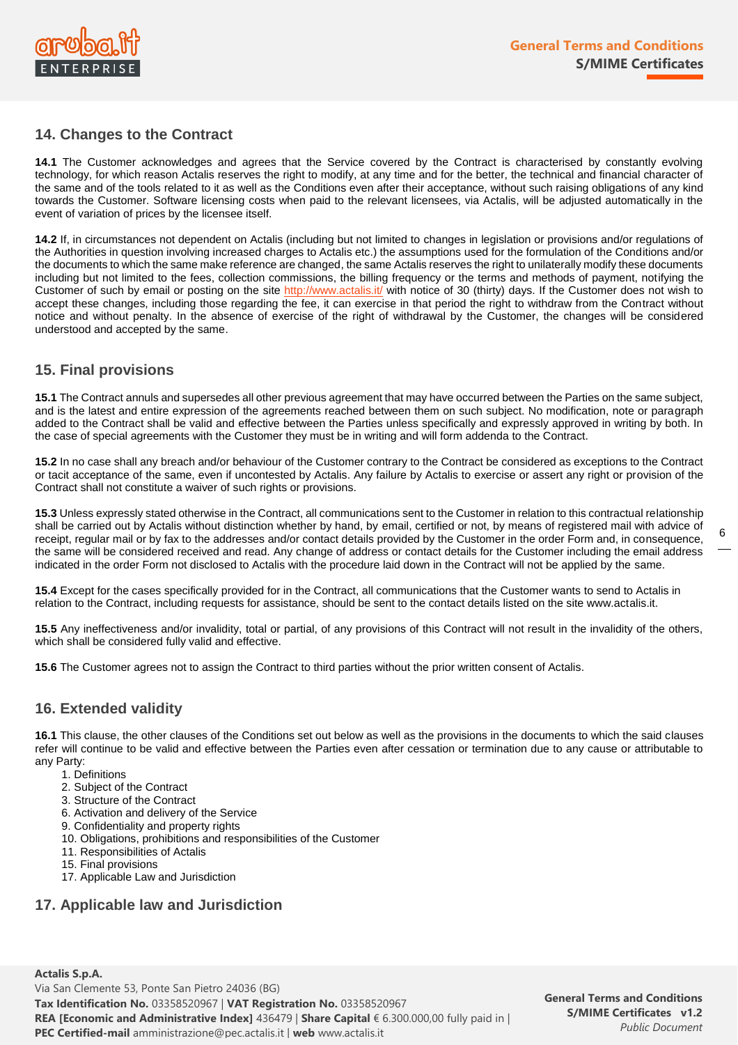## 14. Changes to the Contract

**14.1** The Customer acknowledges and agrees that the Service covered by the Contract is characterised by constantly evolving technology, for which reason Actalis reserves the right to modify, at any time and for the better, the technical and financial character of the same and of the tools related to it as well as the Conditions even after their acceptance, without such raising obligations of any kind towards the Customer. Software licensing costs when paid to the relevant licensees, via Actalis, will be adjusted automatically in the event of variation of prices by the licensee itself.

**14.2** If, in circumstances not dependent on Actalis (including but not limited to changes in legislation or provisions and/or regulations of the Authorities in question involving increased charges to Actalis etc.) the assumptions used for the formulation of the Conditions and/or the documents to which the same make reference are changed, the same Actalis reserves the right to unilaterally modify these documents including but not limited to the fees, collection commissions, the billing frequency or the terms and methods of payment, notifying the Customer of such by email or posting on the site http://www.actalis.it/ with notice of 30 (thirty) days. If the Customer does not wish to accept these changes, including those regarding the fee, it can exercise in that period the right to withdraw from the Contract without notice and without penalty. In the absence of exercise of the right of withdrawal by the Customer, the changes will be considered understood and accepted by the same.

## 15. Final provisions

**15.1** The Contract annuls and supersedes all other previous agreement that may have occurred between the Parties on the same subject, and is the latest and entire expression of the agreements reached between them on such subject. No modification, note or paragraph added to the Contract shall be valid and effective between the Parties unless specifically and expressly approved in writing by both. In the case of special agreements with the Customer they must be in writing and will form addenda to the Contract.

**15.2** In no case shall any breach and/or behaviour of the Customer contrary to the Contract be considered as exceptions to the Contract or tacit acceptance of the same, even if uncontested by Actalis. Any failure by Actalis to exercise or assert any right or provision of the Contract shall not constitute a waiver of such rights or provisions.

**15.3** Unless expressly stated otherwise in the Contract, all communications sent to the Customer in relation to this contractual relationship shall be carried out by Actalis without distinction whether by hand, by email, certified or not, by means of registered mail with advice of receipt, regular mail or by fax to the addresses and/or contact details provided by the Customer in the order Form and, in consequence, the same will be considered received and read. Any change of address or contact details for the Customer including the email address indicated in the order Form not disclosed to Actalis with the procedure laid down in the Contract will not be applied by the same.

**15.4** Except for the cases specifically provided for in the Contract, all communications that the Customer wants to send to Actalis in relation to the Contract, including requests for assistance, should be sent to the contact details listed on the site www.actalis.it.

**15.5** Any ineffectiveness and/or invalidity, total or partial, of any provisions of this Contract will not result in the invalidity of the others, which shall be considered fully valid and effective.

**15.6** The Customer agrees not to assign the Contract to third parties without the prior written consent of Actalis.

## 16. Extended validity

**16.1** This clause, the other clauses of the Conditions set out below as well as the provisions in the documents to which the said clauses refer will continue to be valid and effective between the Parties even after cessation or termination due to any cause or attributable to any Party:

1. Definitions
2. Subject of the Contract
3. Structure of the Contract
6. Activation and delivery of the Service
9. Confidentiality and property rights
10. Obligations, prohibitions and responsibilities of the Customer
11. Responsibilities of Actalis
15. Final provisions
17. Applicable Law and Jurisdiction

## 17. Applicable law and Jurisdiction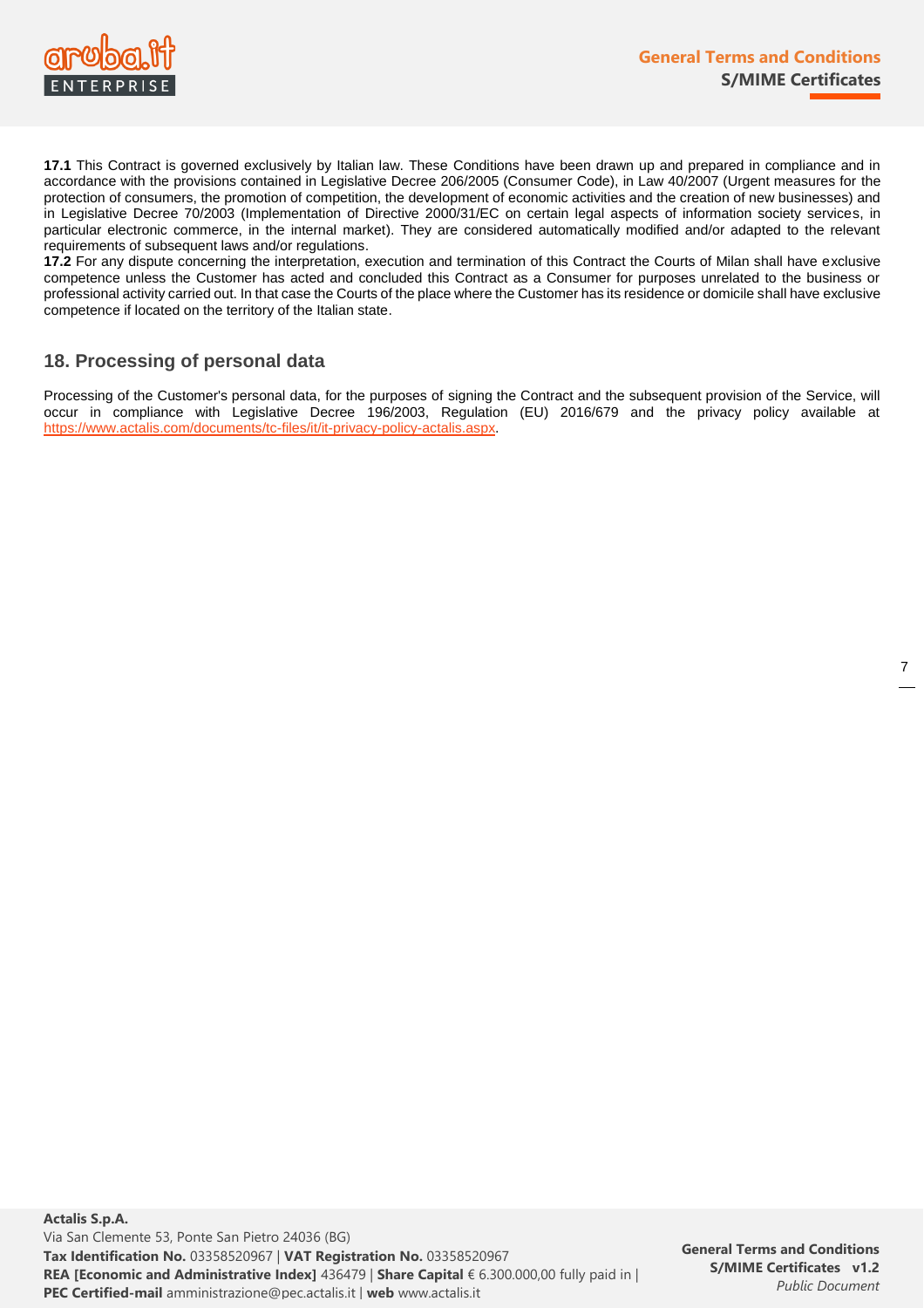**17.1** This Contract is governed exclusively by Italian law. These Conditions have been drawn up and prepared in compliance and in accordance with the provisions contained in Legislative Decree 206/2005 (Consumer Code), in Law 40/2007 (Urgent measures for the protection of consumers, the promotion of competition, the development of economic activities and the creation of new businesses) and in Legislative Decree 70/2003 (Implementation of Directive 2000/31/EC on certain legal aspects of information society services, in particular electronic commerce, in the internal market). They are considered automatically modified and/or adapted to the relevant requirements of subsequent laws and/or regulations.

**17.2** For any dispute concerning the interpretation, execution and termination of this Contract the Courts of Milan shall have exclusive competence unless the Customer has acted and concluded this Contract as a Consumer for purposes unrelated to the business or professional activity carried out. In that case the Courts of the place where the Customer has its residence or domicile shall have exclusive competence if located on the territory of the Italian state.

## 18. Processing of personal data

Processing of the Customer's personal data, for the purposes of signing the Contract and the subsequent provision of the Service, will occur in compliance with Legislative Decree 196/2003, Regulation (EU) 2016/679 and the privacy policy available at https://www.actalis.com/documents/tc-files/it/it-privacy-policy-actalis.aspx.